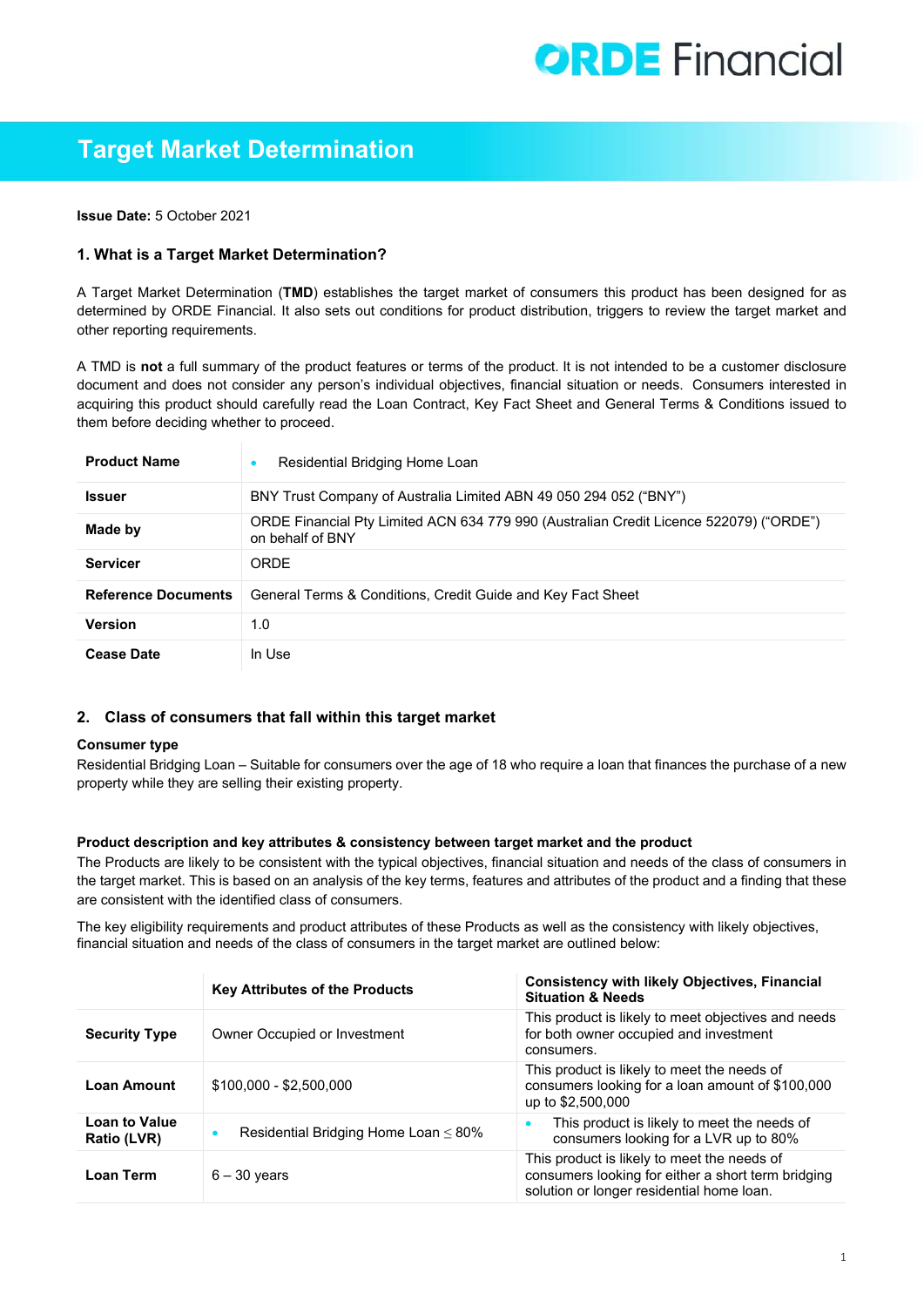# Target Market Determination

**Issue Date:** 5 October 2021

## 1. What is a Target Market Determination?

A Target Market Determination (**TMD**) establishes the target market of consumers this product has been designed for as determined by ORDE Financial. It also sets out conditions for product distribution, triggers to review the target market and other reporting requirements.

A TMD is **not** a full summary of the product features or terms of the product. It is not intended to be a customer disclosure document and does not consider any person's individual objectives, financial situation or needs. Consumers interested in acquiring this product should carefully read the Loan Contract, Key Fact Sheet and General Terms & Conditions issued to them before deciding whether to proceed.

| | |
|---|---|
| **Product Name** | • Residential Bridging Home Loan |
| **Issuer** | BNY Trust Company of Australia Limited ABN 49 050 294 052 ("BNY") |
| **Made by** | ORDE Financial Pty Limited ACN 634 779 990 (Australian Credit Licence 522079) ("ORDE") on behalf of BNY |
| **Servicer** | ORDE |
| **Reference Documents** | General Terms & Conditions, Credit Guide and Key Fact Sheet |
| **Version** | 1.0 |
| **Cease Date** | In Use |

## 2. Class of consumers that fall within this target market

**Consumer type**

Residential Bridging Loan – Suitable for consumers over the age of 18 who require a loan that finances the purchase of a new property while they are selling their existing property.

**Product description and key attributes & consistency between target market and the product**

The Products are likely to be consistent with the typical objectives, financial situation and needs of the class of consumers in the target market. This is based on an analysis of the key terms, features and attributes of the product and a finding that these are consistent with the identified class of consumers.

The key eligibility requirements and product attributes of these Products as well as the consistency with likely objectives, financial situation and needs of the class of consumers in the target market are outlined below:

| | **Key Attributes of the Products** | **Consistency with likely Objectives, Financial Situation & Needs** |
|---|---|---|
| **Security Type** | Owner Occupied or Investment | This product is likely to meet objectives and needs for both owner occupied and investment consumers. |
| **Loan Amount** | \$100,000 - \$2,500,000 | This product is likely to meet the needs of consumers looking for a loan amount of \$100,000 up to \$2,500,000 |
| **Loan to Value Ratio (LVR)** | • Residential Bridging Home Loan ≤ 80% | • This product is likely to meet the needs of consumers looking for a LVR up to 80% |
| **Loan Term** | 6 – 30 years | This product is likely to meet the needs of consumers looking for either a short term bridging solution or longer residential home loan. |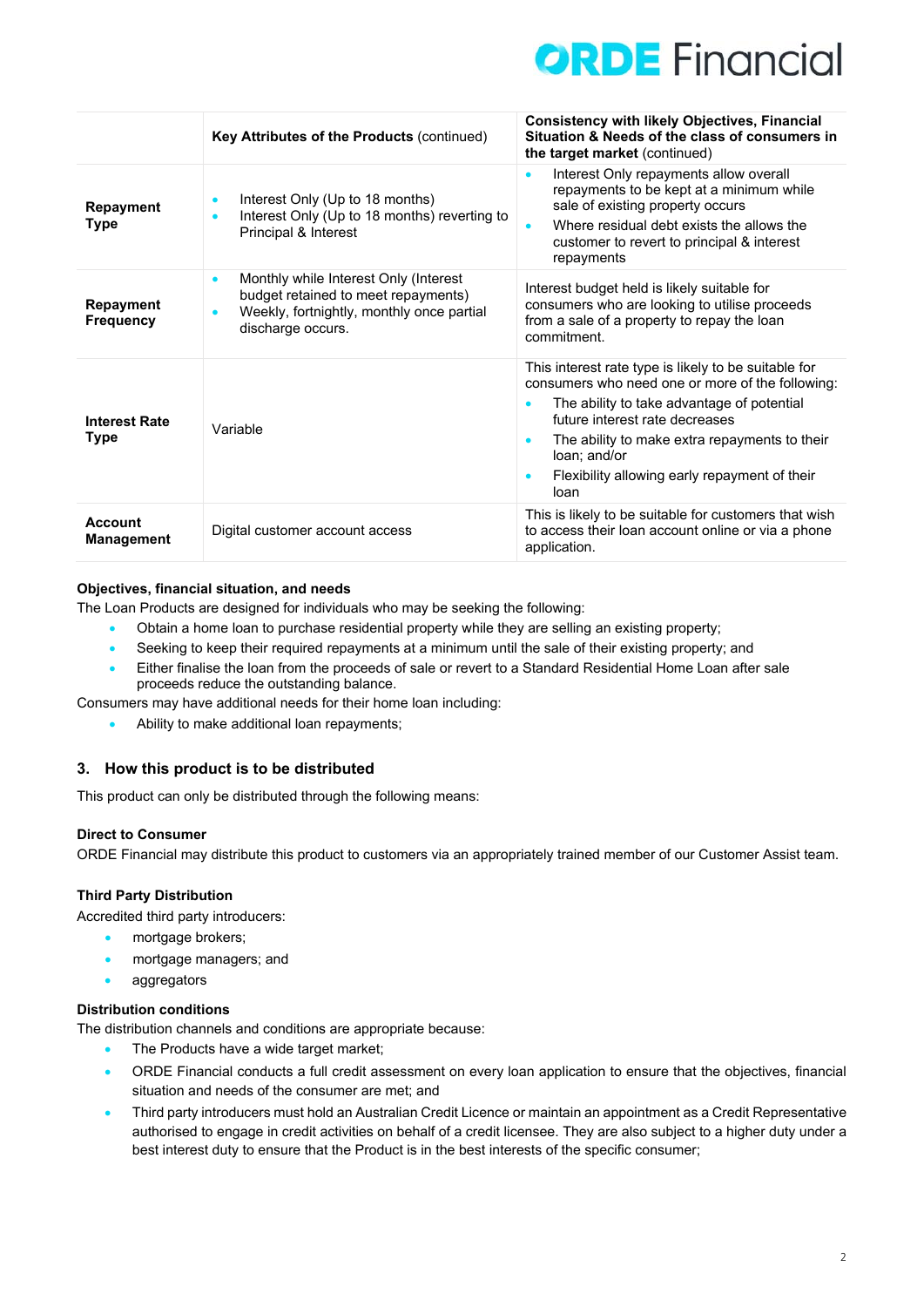| | Key Attributes of the Products (continued) | Consistency with likely Objectives, Financial Situation & Needs of the class of consumers in the target market (continued) |
|---|---|---|
| **Repayment Type** | • Interest Only (Up to 18 months)<br>• Interest Only (Up to 18 months) reverting to Principal & Interest | • Interest Only repayments allow overall repayments to be kept at a minimum while sale of existing property occurs<br>• Where residual debt exists the allows the customer to revert to principal & interest repayments |
| **Repayment Frequency** | • Monthly while Interest Only (Interest budget retained to meet repayments)<br>• Weekly, fortnightly, monthly once partial discharge occurs. | Interest budget held is likely suitable for consumers who are looking to utilise proceeds from a sale of a property to repay the loan commitment. |
| **Interest Rate Type** | Variable | This interest rate type is likely to be suitable for consumers who need one or more of the following:<br>• The ability to take advantage of potential future interest rate decreases<br>• The ability to make extra repayments to their loan; and/or<br>• Flexibility allowing early repayment of their loan |
| **Account Management** | Digital customer account access | This is likely to be suitable for customers that wish to access their loan account online or via a phone application. |

**Objectives, financial situation, and needs**

The Loan Products are designed for individuals who may be seeking the following:

- Obtain a home loan to purchase residential property while they are selling an existing property;
- Seeking to keep their required repayments at a minimum until the sale of their existing property; and
- Either finalise the loan from the proceeds of sale or revert to a Standard Residential Home Loan after sale proceeds reduce the outstanding balance.

Consumers may have additional needs for their home loan including:

- Ability to make additional loan repayments;

## 3. How this product is to be distributed

This product can only be distributed through the following means:

**Direct to Consumer**

ORDE Financial may distribute this product to customers via an appropriately trained member of our Customer Assist team.

**Third Party Distribution**

Accredited third party introducers:

- mortgage brokers;
- mortgage managers; and
- aggregators

**Distribution conditions**

The distribution channels and conditions are appropriate because:

- The Products have a wide target market;
- ORDE Financial conducts a full credit assessment on every loan application to ensure that the objectives, financial situation and needs of the consumer are met; and
- Third party introducers must hold an Australian Credit Licence or maintain an appointment as a Credit Representative authorised to engage in credit activities on behalf of a credit licensee. They are also subject to a higher duty under a best interest duty to ensure that the Product is in the best interests of the specific consumer;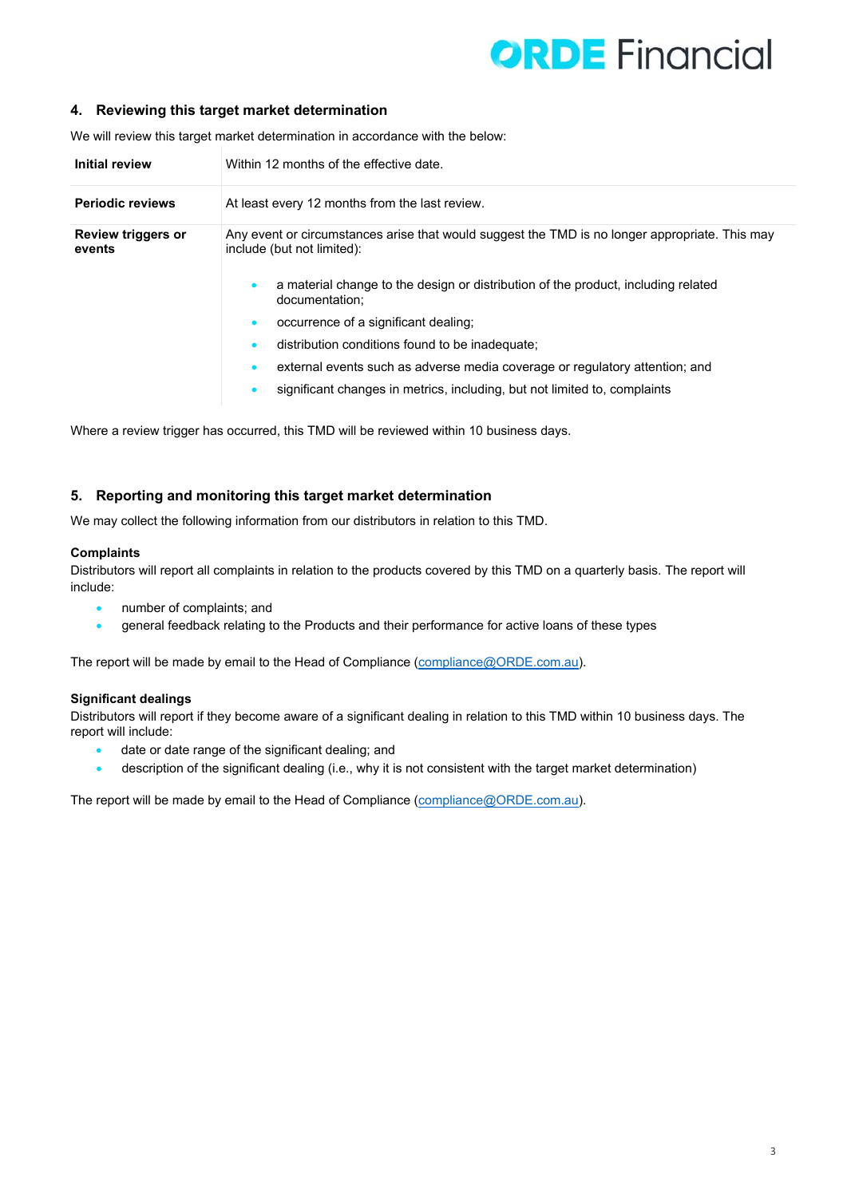## 4. Reviewing this target market determination

We will review this target market determination in accordance with the below:

| | |
|---|---|
| **Initial review** | Within 12 months of the effective date. |
| **Periodic reviews** | At least every 12 months from the last review. |
| **Review triggers or events** | Any event or circumstances arise that would suggest the TMD is no longer appropriate. This may include (but not limited):<br><br>• a material change to the design or distribution of the product, including related documentation;<br>• occurrence of a significant dealing;<br>• distribution conditions found to be inadequate;<br>• external events such as adverse media coverage or regulatory attention; and<br>• significant changes in metrics, including, but not limited to, complaints |

Where a review trigger has occurred, this TMD will be reviewed within 10 business days.

## 5. Reporting and monitoring this target market determination

We may collect the following information from our distributors in relation to this TMD.

**Complaints**

Distributors will report all complaints in relation to the products covered by this TMD on a quarterly basis. The report will include:

- number of complaints; and
- general feedback relating to the Products and their performance for active loans of these types

The report will be made by email to the Head of Compliance (compliance@ORDE.com.au).

**Significant dealings**

Distributors will report if they become aware of a significant dealing in relation to this TMD within 10 business days. The report will include:

- date or date range of the significant dealing; and
- description of the significant dealing (i.e., why it is not consistent with the target market determination)

The report will be made by email to the Head of Compliance (compliance@ORDE.com.au).